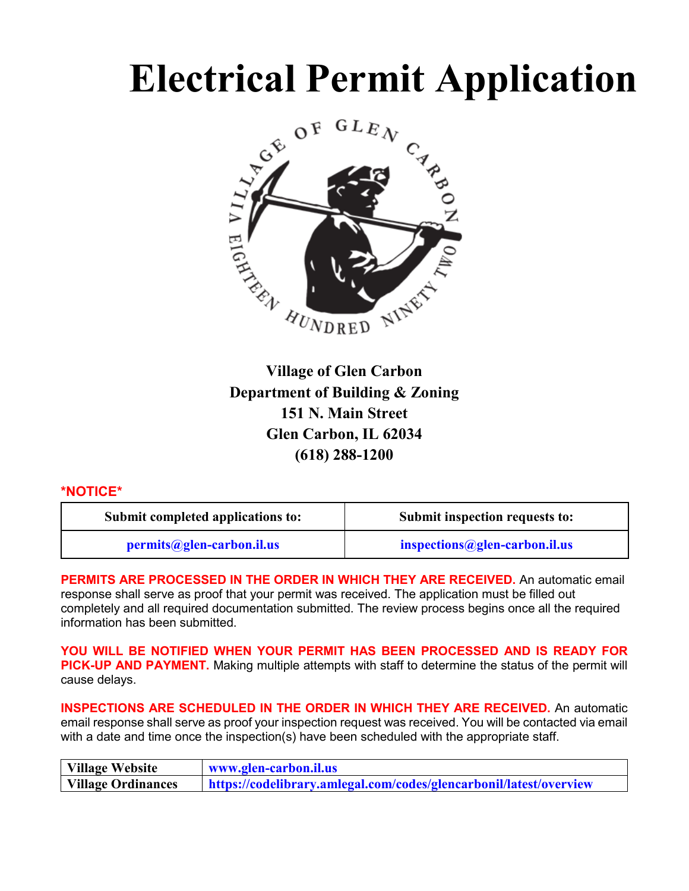# Electrical Permit Application

**Village of Glen Carbon**
**Department of Building & Zoning**
**151 N. Main Street**
**Glen Carbon, IL 62034**
**(618) 288-1200**

***NOTICE***

| Submit completed applications to: | Submit inspection requests to: |
|---|---|
| permits@glen-carbon.il.us | inspections@glen-carbon.il.us |

**PERMITS ARE PROCESSED IN THE ORDER IN WHICH THEY ARE RECEIVED.** An automatic email response shall serve as proof that your permit was received. The application must be filled out completely and all required documentation submitted. The review process begins once all the required information has been submitted.

**YOU WILL BE NOTIFIED WHEN YOUR PERMIT HAS BEEN PROCESSED AND IS READY FOR PICK-UP AND PAYMENT.** Making multiple attempts with staff to determine the status of the permit will cause delays.

**INSPECTIONS ARE SCHEDULED IN THE ORDER IN WHICH THEY ARE RECEIVED.** An automatic email response shall serve as proof your inspection request was received. You will be contacted via email with a date and time once the inspection(s) have been scheduled with the appropriate staff.

| | |
|---|---|
| **Village Website** | www.glen-carbon.il.us |
| **Village Ordinances** | https://codelibrary.amlegal.com/codes/glencarbonil/latest/overview |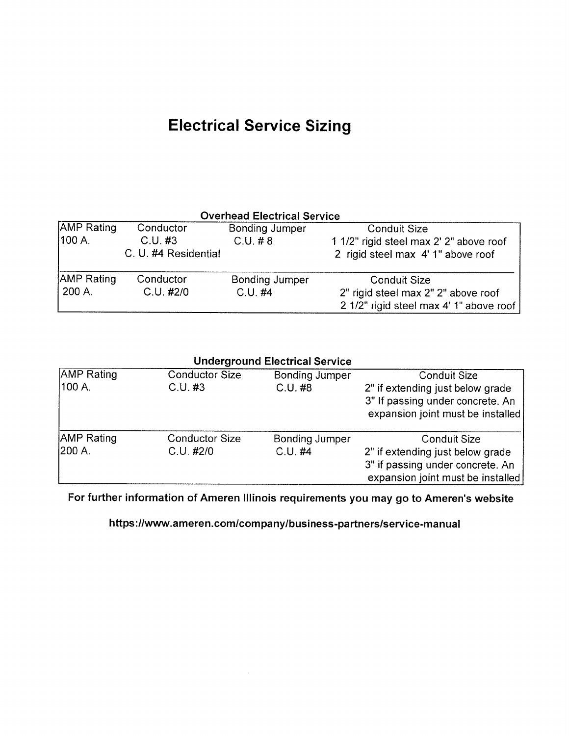# Electrical Service Sizing

**Overhead Electrical Service**

| AMP Rating | Conductor | Bonding Jumper | Conduit Size |
|---|---|---|---|
| 100 A. | C.U. #3<br>C. U. #4 Residential | C.U. # 8 | 1 1/2" rigid steel max 2' 2" above roof<br>2 rigid steel max 4' 1" above roof |
| **AMP Rating** | **Conductor** | **Bonding Jumper** | **Conduit Size** |
| 200 A. | C.U. #2/0 | C.U. #4 | 2" rigid steel max 2" 2" above roof<br>2 1/2" rigid steel max 4' 1" above roof |

**Underground Electrical Service**

| AMP Rating | Conductor Size | Bonding Jumper | Conduit Size |
|---|---|---|---|
| 100 A. | C.U. #3 | C.U. #8 | 2" if extending just below grade<br>3" If passing under concrete. An expansion joint must be installed |
| **AMP Rating** | **Conductor Size** | **Bonding Jumper** | **Conduit Size** |
| 200 A. | C.U. #2/0 | C.U. #4 | 2" if extending just below grade<br>3" if passing under concrete. An expansion joint must be installed |

**For further information of Ameren Illinois requirements you may go to Ameren's website**

**https://www.ameren.com/company/business-partners/service-manual**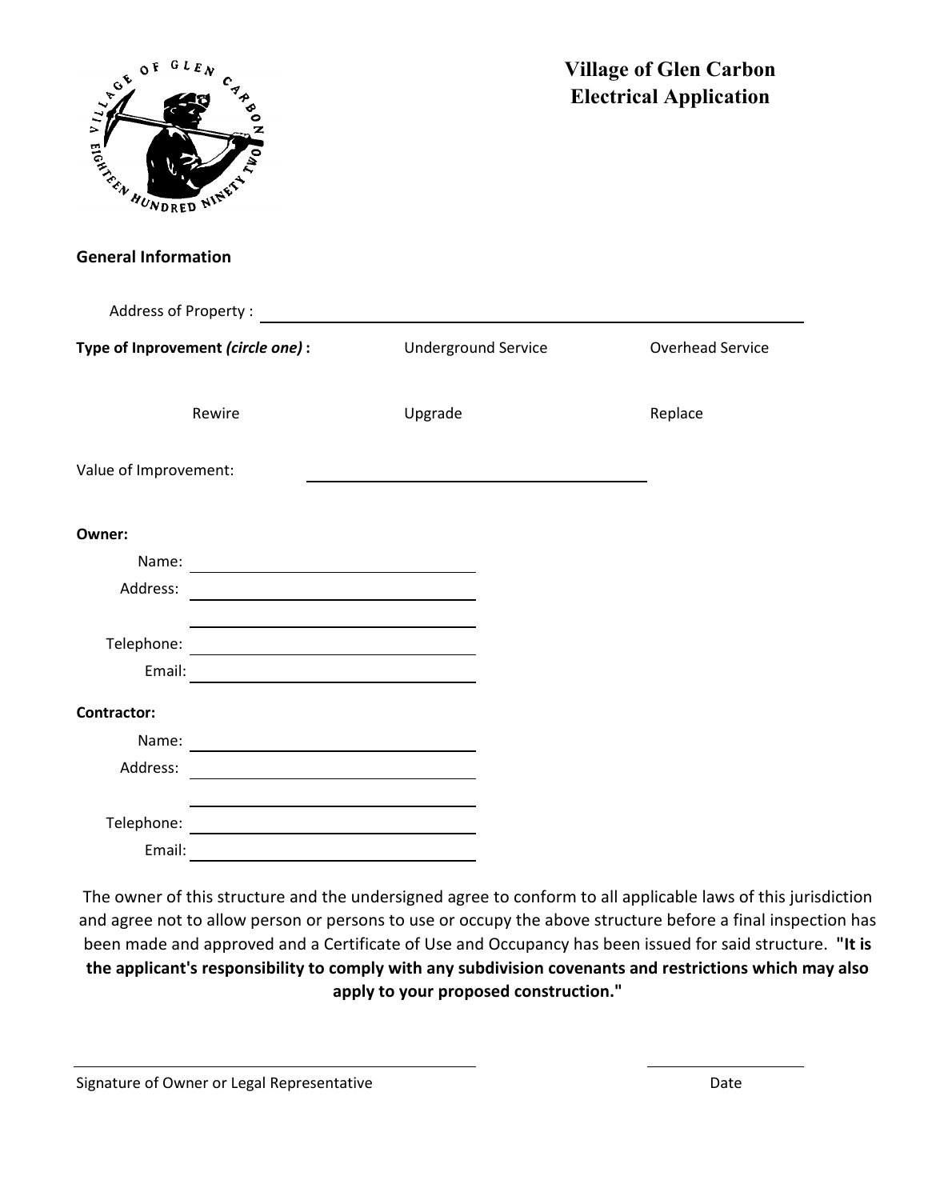# Village of Glen Carbon
# Electrical Application

**General Information**

Address of Property : ______________________________

**Type of Inprovement *(circle one)* :** Underground Service Overhead Service

Rewire Upgrade Replace

Value of Improvement: ______________________________

**Owner:**

Name: ______________________________

Address: ______________________________

______________________________

Telephone: ______________________________

Email: ______________________________

**Contractor:**

Name: ______________________________

Address: ______________________________

______________________________

Telephone: ______________________________

Email: ______________________________

The owner of this structure and the undersigned agree to conform to all applicable laws of this jurisdiction and agree not to allow person or persons to use or occupy the above structure before a final inspection has been made and approved and a Certificate of Use and Occupancy has been issued for said structure. **"It is the applicant's responsibility to comply with any subdivision covenants and restrictions which may also apply to your proposed construction."**

______________________________ ______________

Signature of Owner or Legal Representative Date